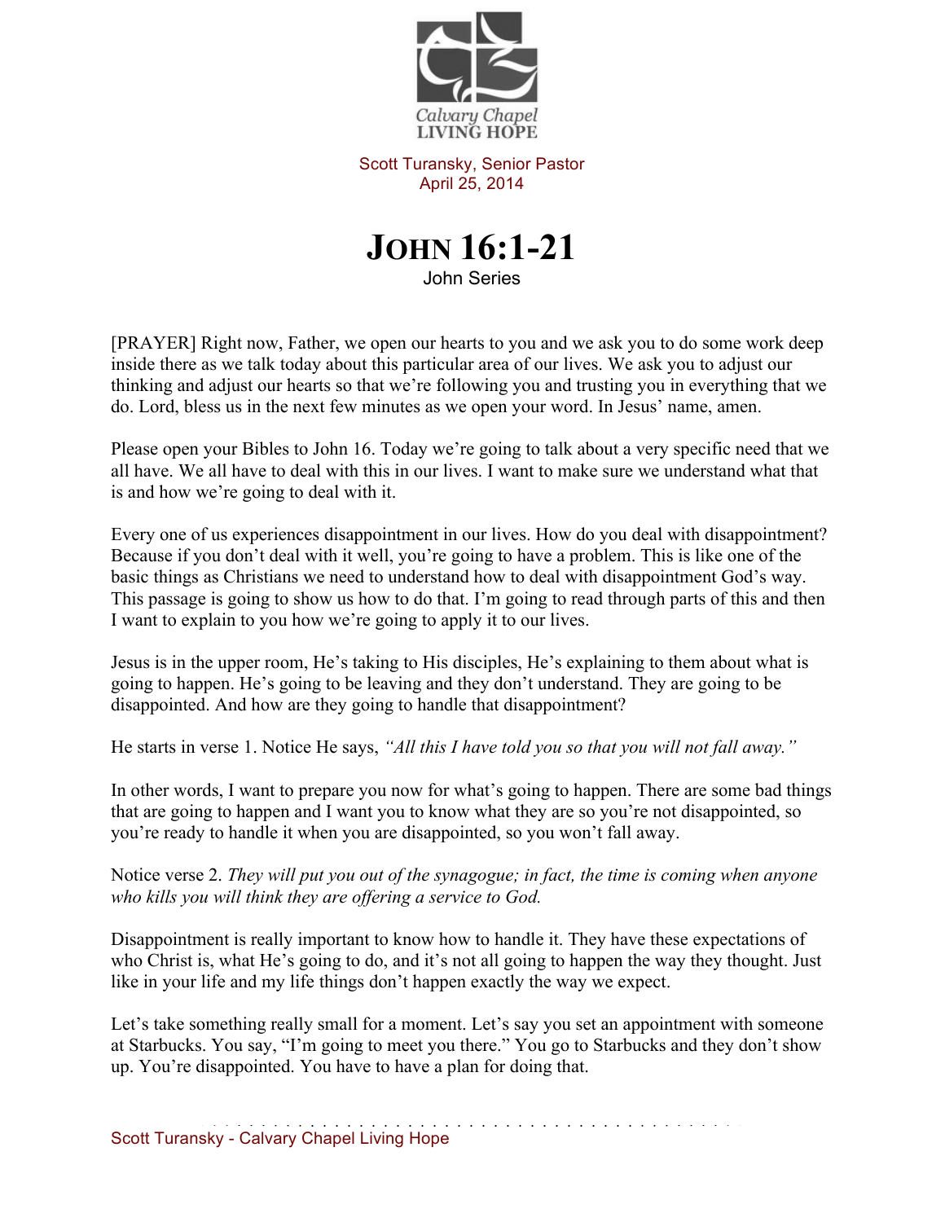Calvary Chapel
LIVING HOPE

Scott Turansky, Senior Pastor
April 25, 2014

# JOHN 16:1-21

John Series

[PRAYER] Right now, Father, we open our hearts to you and we ask you to do some work deep inside there as we talk today about this particular area of our lives. We ask you to adjust our thinking and adjust our hearts so that we're following you and trusting you in everything that we do. Lord, bless us in the next few minutes as we open your word. In Jesus' name, amen.

Please open your Bibles to John 16. Today we're going to talk about a very specific need that we all have. We all have to deal with this in our lives. I want to make sure we understand what that is and how we're going to deal with it.

Every one of us experiences disappointment in our lives. How do you deal with disappointment? Because if you don't deal with it well, you're going to have a problem. This is like one of the basic things as Christians we need to understand how to deal with disappointment God's way. This passage is going to show us how to do that. I'm going to read through parts of this and then I want to explain to you how we're going to apply it to our lives.

Jesus is in the upper room, He's taking to His disciples, He's explaining to them about what is going to happen. He's going to be leaving and they don't understand. They are going to be disappointed. And how are they going to handle that disappointment?

He starts in verse 1. Notice He says, *"All this I have told you so that you will not fall away."*

In other words, I want to prepare you now for what's going to happen. There are some bad things that are going to happen and I want you to know what they are so you're not disappointed, so you're ready to handle it when you are disappointed, so you won't fall away.

Notice verse 2. *They will put you out of the synagogue; in fact, the time is coming when anyone who kills you will think they are offering a service to God.*

Disappointment is really important to know how to handle it. They have these expectations of who Christ is, what He's going to do, and it's not all going to happen the way they thought. Just like in your life and my life things don't happen exactly the way we expect.

Let's take something really small for a moment. Let's say you set an appointment with someone at Starbucks. You say, "I'm going to meet you there." You go to Starbucks and they don't show up. You're disappointed. You have to have a plan for doing that.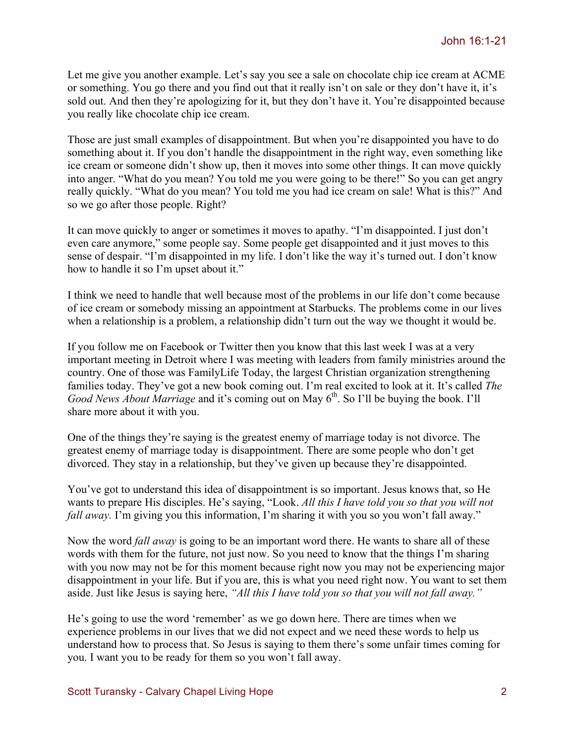Let me give you another example. Let's say you see a sale on chocolate chip ice cream at ACME or something. You go there and you find out that it really isn't on sale or they don't have it, it's sold out. And then they're apologizing for it, but they don't have it. You're disappointed because you really like chocolate chip ice cream.

Those are just small examples of disappointment. But when you're disappointed you have to do something about it. If you don't handle the disappointment in the right way, even something like ice cream or someone didn't show up, then it moves into some other things. It can move quickly into anger. "What do you mean? You told me you were going to be there!" So you can get angry really quickly. "What do you mean? You told me you had ice cream on sale! What is this?" And so we go after those people. Right?

It can move quickly to anger or sometimes it moves to apathy. "I'm disappointed. I just don't even care anymore," some people say. Some people get disappointed and it just moves to this sense of despair. "I'm disappointed in my life. I don't like the way it's turned out. I don't know how to handle it so I'm upset about it."

I think we need to handle that well because most of the problems in our life don't come because of ice cream or somebody missing an appointment at Starbucks. The problems come in our lives when a relationship is a problem, a relationship didn't turn out the way we thought it would be.

If you follow me on Facebook or Twitter then you know that this last week I was at a very important meeting in Detroit where I was meeting with leaders from family ministries around the country. One of those was FamilyLife Today, the largest Christian organization strengthening families today. They've got a new book coming out. I'm real excited to look at it. It's called *The Good News About Marriage* and it's coming out on May 6th. So I'll be buying the book. I'll share more about it with you.

One of the things they're saying is the greatest enemy of marriage today is not divorce. The greatest enemy of marriage today is disappointment. There are some people who don't get divorced. They stay in a relationship, but they've given up because they're disappointed.

You've got to understand this idea of disappointment is so important. Jesus knows that, so He wants to prepare His disciples. He's saying, "Look. *All this I have told you so that you will not fall away.* I'm giving you this information, I'm sharing it with you so you won't fall away."

Now the word *fall away* is going to be an important word there. He wants to share all of these words with them for the future, not just now. So you need to know that the things I'm sharing with you now may not be for this moment because right now you may not be experiencing major disappointment in your life. But if you are, this is what you need right now. You want to set them aside. Just like Jesus is saying here, *"All this I have told you so that you will not fall away."*

He's going to use the word 'remember' as we go down here. There are times when we experience problems in our lives that we did not expect and we need these words to help us understand how to process that. So Jesus is saying to them there's some unfair times coming for you. I want you to be ready for them so you won't fall away.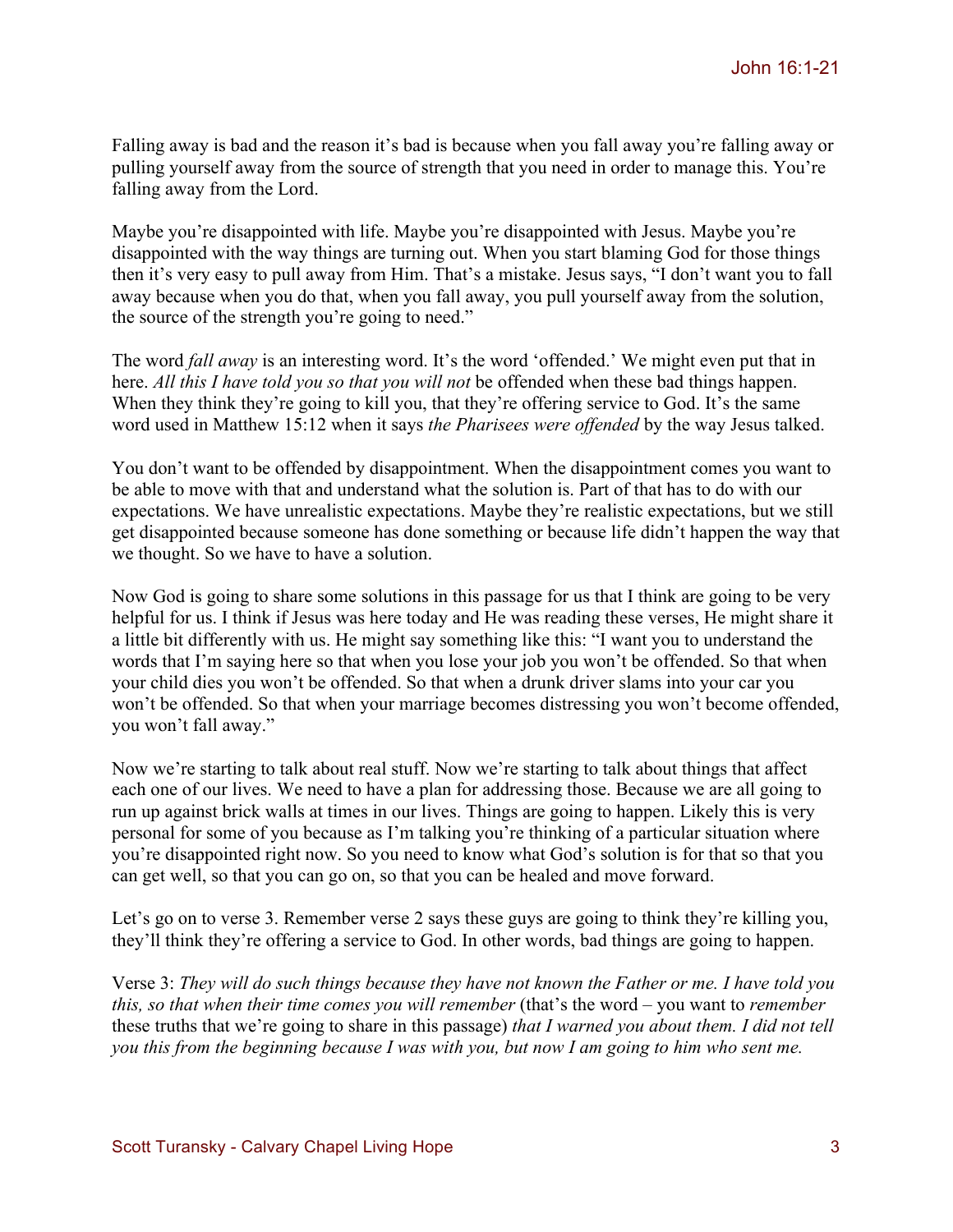Falling away is bad and the reason it's bad is because when you fall away you're falling away or pulling yourself away from the source of strength that you need in order to manage this. You're falling away from the Lord.

Maybe you're disappointed with life. Maybe you're disappointed with Jesus. Maybe you're disappointed with the way things are turning out. When you start blaming God for those things then it's very easy to pull away from Him. That's a mistake. Jesus says, "I don't want you to fall away because when you do that, when you fall away, you pull yourself away from the solution, the source of the strength you're going to need."

The word *fall away* is an interesting word. It's the word 'offended.' We might even put that in here. *All this I have told you so that you will not* be offended when these bad things happen. When they think they're going to kill you, that they're offering service to God. It's the same word used in Matthew 15:12 when it says *the Pharisees were offended* by the way Jesus talked.

You don't want to be offended by disappointment. When the disappointment comes you want to be able to move with that and understand what the solution is. Part of that has to do with our expectations. We have unrealistic expectations. Maybe they're realistic expectations, but we still get disappointed because someone has done something or because life didn't happen the way that we thought. So we have to have a solution.

Now God is going to share some solutions in this passage for us that I think are going to be very helpful for us. I think if Jesus was here today and He was reading these verses, He might share it a little bit differently with us. He might say something like this: "I want you to understand the words that I'm saying here so that when you lose your job you won't be offended. So that when your child dies you won't be offended. So that when a drunk driver slams into your car you won't be offended. So that when your marriage becomes distressing you won't become offended, you won't fall away."

Now we're starting to talk about real stuff. Now we're starting to talk about things that affect each one of our lives. We need to have a plan for addressing those. Because we are all going to run up against brick walls at times in our lives. Things are going to happen. Likely this is very personal for some of you because as I'm talking you're thinking of a particular situation where you're disappointed right now. So you need to know what God's solution is for that so that you can get well, so that you can go on, so that you can be healed and move forward.

Let's go on to verse 3. Remember verse 2 says these guys are going to think they're killing you, they'll think they're offering a service to God. In other words, bad things are going to happen.

Verse 3: *They will do such things because they have not known the Father or me. I have told you this, so that when their time comes you will remember* (that's the word – you want to *remember* these truths that we're going to share in this passage) *that I warned you about them. I did not tell you this from the beginning because I was with you, but now I am going to him who sent me.*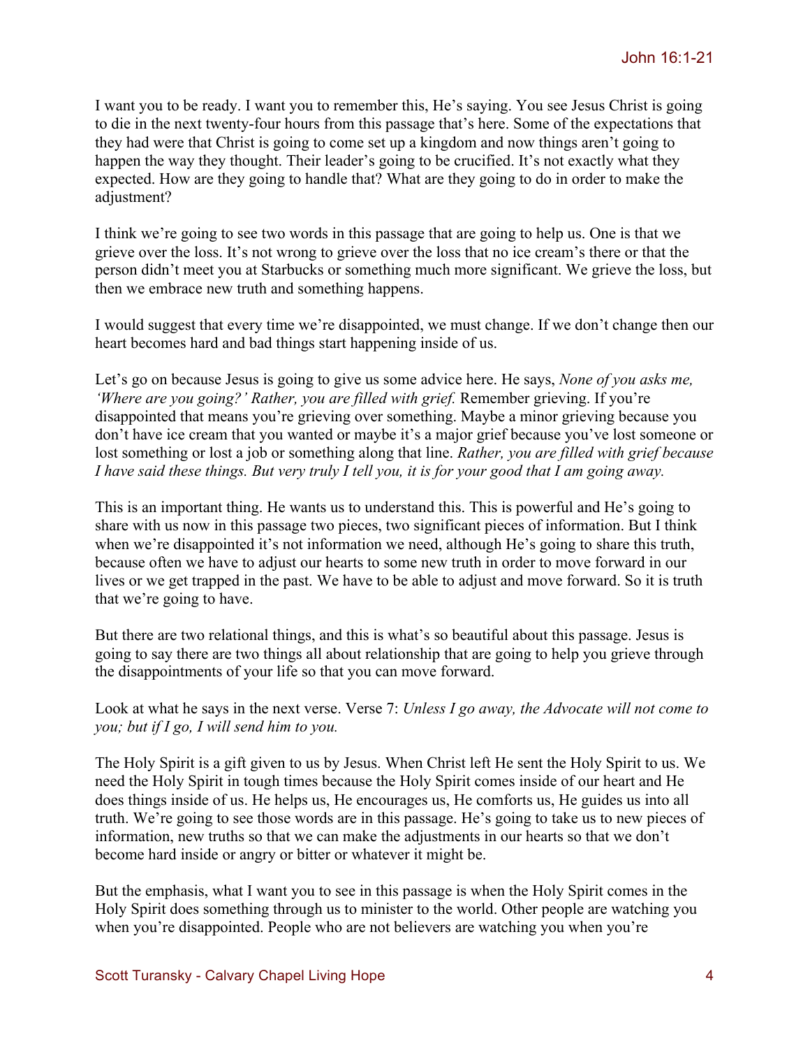I want you to be ready. I want you to remember this, He's saying. You see Jesus Christ is going to die in the next twenty-four hours from this passage that's here. Some of the expectations that they had were that Christ is going to come set up a kingdom and now things aren't going to happen the way they thought. Their leader's going to be crucified. It's not exactly what they expected. How are they going to handle that? What are they going to do in order to make the adjustment?

I think we're going to see two words in this passage that are going to help us. One is that we grieve over the loss. It's not wrong to grieve over the loss that no ice cream's there or that the person didn't meet you at Starbucks or something much more significant. We grieve the loss, but then we embrace new truth and something happens.

I would suggest that every time we're disappointed, we must change. If we don't change then our heart becomes hard and bad things start happening inside of us.

Let's go on because Jesus is going to give us some advice here. He says, *None of you asks me, 'Where are you going?' Rather, you are filled with grief.* Remember grieving. If you're disappointed that means you're grieving over something. Maybe a minor grieving because you don't have ice cream that you wanted or maybe it's a major grief because you've lost someone or lost something or lost a job or something along that line. *Rather, you are filled with grief because I have said these things. But very truly I tell you, it is for your good that I am going away.*

This is an important thing. He wants us to understand this. This is powerful and He's going to share with us now in this passage two pieces, two significant pieces of information. But I think when we're disappointed it's not information we need, although He's going to share this truth, because often we have to adjust our hearts to some new truth in order to move forward in our lives or we get trapped in the past. We have to be able to adjust and move forward. So it is truth that we're going to have.

But there are two relational things, and this is what's so beautiful about this passage. Jesus is going to say there are two things all about relationship that are going to help you grieve through the disappointments of your life so that you can move forward.

Look at what he says in the next verse. Verse 7: *Unless I go away, the Advocate will not come to you; but if I go, I will send him to you.*

The Holy Spirit is a gift given to us by Jesus. When Christ left He sent the Holy Spirit to us. We need the Holy Spirit in tough times because the Holy Spirit comes inside of our heart and He does things inside of us. He helps us, He encourages us, He comforts us, He guides us into all truth. We're going to see those words are in this passage. He's going to take us to new pieces of information, new truths so that we can make the adjustments in our hearts so that we don't become hard inside or angry or bitter or whatever it might be.

But the emphasis, what I want you to see in this passage is when the Holy Spirit comes in the Holy Spirit does something through us to minister to the world. Other people are watching you when you're disappointed. People who are not believers are watching you when you're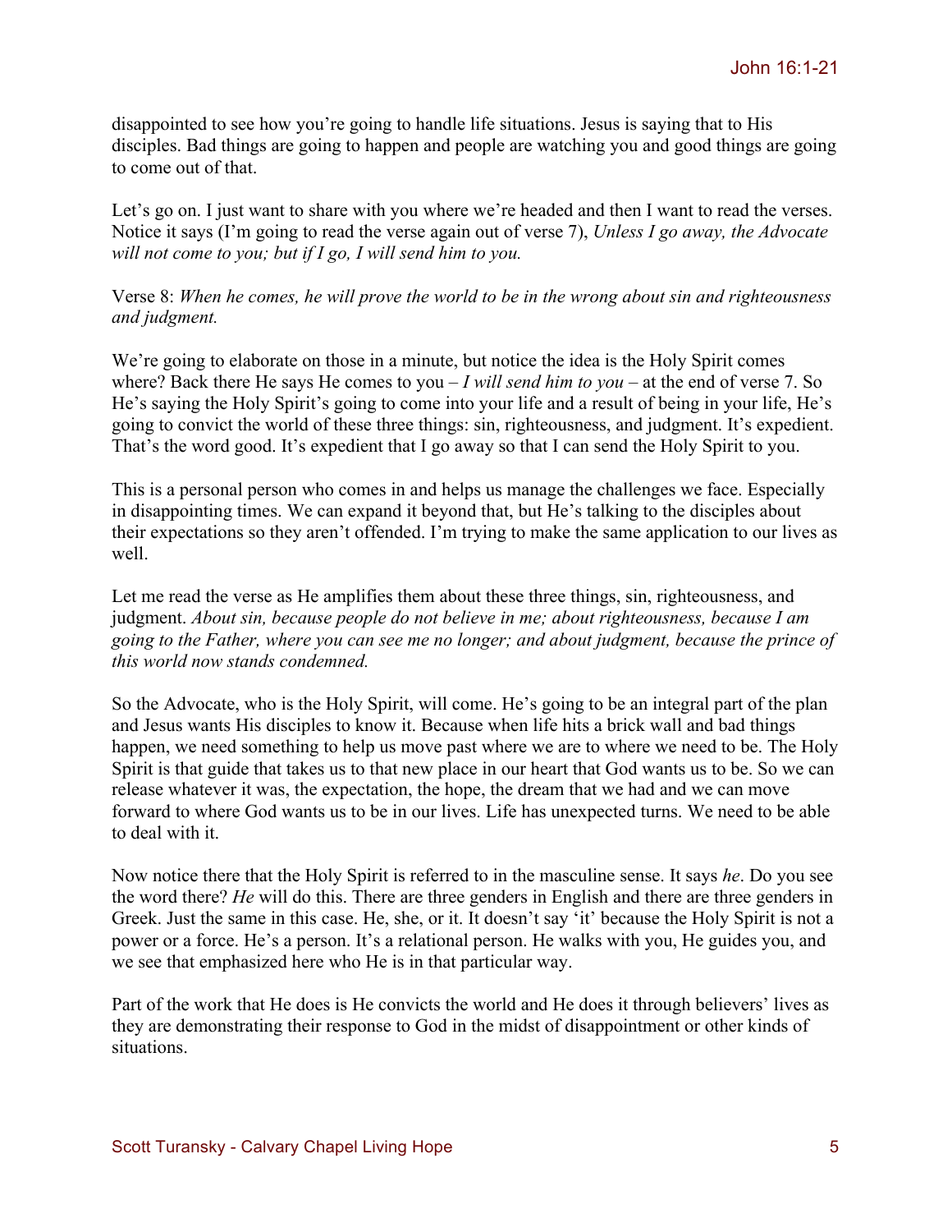disappointed to see how you're going to handle life situations. Jesus is saying that to His disciples. Bad things are going to happen and people are watching you and good things are going to come out of that.

Let's go on. I just want to share with you where we're headed and then I want to read the verses. Notice it says (I'm going to read the verse again out of verse 7), *Unless I go away, the Advocate will not come to you; but if I go, I will send him to you.*

Verse 8: *When he comes, he will prove the world to be in the wrong about sin and righteousness and judgment.*

We're going to elaborate on those in a minute, but notice the idea is the Holy Spirit comes where? Back there He says He comes to you – *I will send him to you* – at the end of verse 7. So He's saying the Holy Spirit's going to come into your life and a result of being in your life, He's going to convict the world of these three things: sin, righteousness, and judgment. It's expedient. That's the word good. It's expedient that I go away so that I can send the Holy Spirit to you.

This is a personal person who comes in and helps us manage the challenges we face. Especially in disappointing times. We can expand it beyond that, but He's talking to the disciples about their expectations so they aren't offended. I'm trying to make the same application to our lives as well.

Let me read the verse as He amplifies them about these three things, sin, righteousness, and judgment. *About sin, because people do not believe in me; about righteousness, because I am going to the Father, where you can see me no longer; and about judgment, because the prince of this world now stands condemned.*

So the Advocate, who is the Holy Spirit, will come. He's going to be an integral part of the plan and Jesus wants His disciples to know it. Because when life hits a brick wall and bad things happen, we need something to help us move past where we are to where we need to be. The Holy Spirit is that guide that takes us to that new place in our heart that God wants us to be. So we can release whatever it was, the expectation, the hope, the dream that we had and we can move forward to where God wants us to be in our lives. Life has unexpected turns. We need to be able to deal with it.

Now notice there that the Holy Spirit is referred to in the masculine sense. It says *he*. Do you see the word there? *He* will do this. There are three genders in English and there are three genders in Greek. Just the same in this case. He, she, or it. It doesn't say 'it' because the Holy Spirit is not a power or a force. He's a person. It's a relational person. He walks with you, He guides you, and we see that emphasized here who He is in that particular way.

Part of the work that He does is He convicts the world and He does it through believers' lives as they are demonstrating their response to God in the midst of disappointment or other kinds of situations.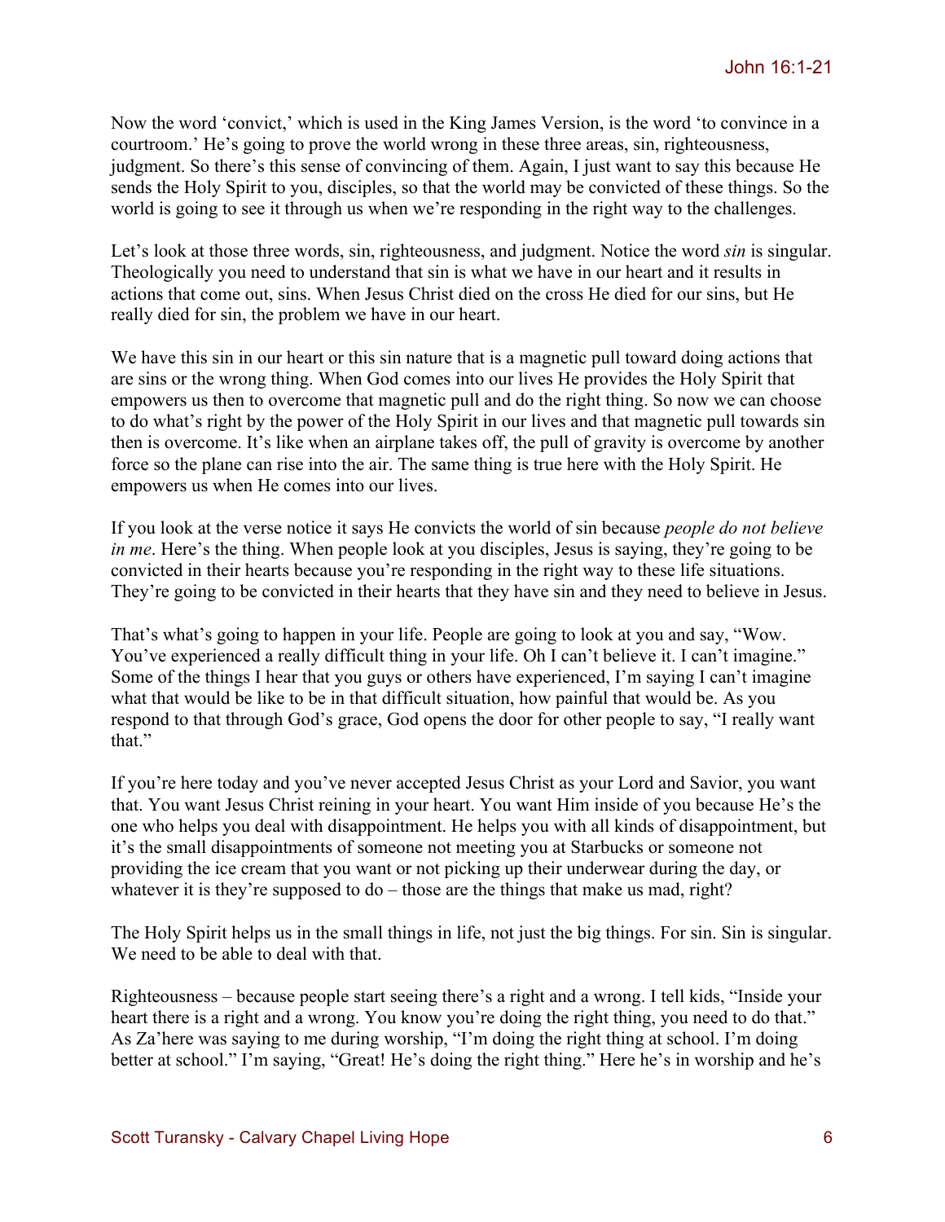Now the word 'convict,' which is used in the King James Version, is the word 'to convince in a courtroom.' He's going to prove the world wrong in these three areas, sin, righteousness, judgment. So there's this sense of convincing of them. Again, I just want to say this because He sends the Holy Spirit to you, disciples, so that the world may be convicted of these things. So the world is going to see it through us when we're responding in the right way to the challenges.

Let's look at those three words, sin, righteousness, and judgment. Notice the word *sin* is singular. Theologically you need to understand that sin is what we have in our heart and it results in actions that come out, sins. When Jesus Christ died on the cross He died for our sins, but He really died for sin, the problem we have in our heart.

We have this sin in our heart or this sin nature that is a magnetic pull toward doing actions that are sins or the wrong thing. When God comes into our lives He provides the Holy Spirit that empowers us then to overcome that magnetic pull and do the right thing. So now we can choose to do what's right by the power of the Holy Spirit in our lives and that magnetic pull towards sin then is overcome. It's like when an airplane takes off, the pull of gravity is overcome by another force so the plane can rise into the air. The same thing is true here with the Holy Spirit. He empowers us when He comes into our lives.

If you look at the verse notice it says He convicts the world of sin because *people do not believe in me*. Here's the thing. When people look at you disciples, Jesus is saying, they're going to be convicted in their hearts because you're responding in the right way to these life situations. They're going to be convicted in their hearts that they have sin and they need to believe in Jesus.

That's what's going to happen in your life. People are going to look at you and say, "Wow. You've experienced a really difficult thing in your life. Oh I can't believe it. I can't imagine." Some of the things I hear that you guys or others have experienced, I'm saying I can't imagine what that would be like to be in that difficult situation, how painful that would be. As you respond to that through God's grace, God opens the door for other people to say, "I really want that."

If you're here today and you've never accepted Jesus Christ as your Lord and Savior, you want that. You want Jesus Christ reining in your heart. You want Him inside of you because He's the one who helps you deal with disappointment. He helps you with all kinds of disappointment, but it's the small disappointments of someone not meeting you at Starbucks or someone not providing the ice cream that you want or not picking up their underwear during the day, or whatever it is they're supposed to do – those are the things that make us mad, right?

The Holy Spirit helps us in the small things in life, not just the big things. For sin. Sin is singular. We need to be able to deal with that.

Righteousness – because people start seeing there's a right and a wrong. I tell kids, "Inside your heart there is a right and a wrong. You know you're doing the right thing, you need to do that." As Za'here was saying to me during worship, "I'm doing the right thing at school. I'm doing better at school." I'm saying, "Great! He's doing the right thing." Here he's in worship and he's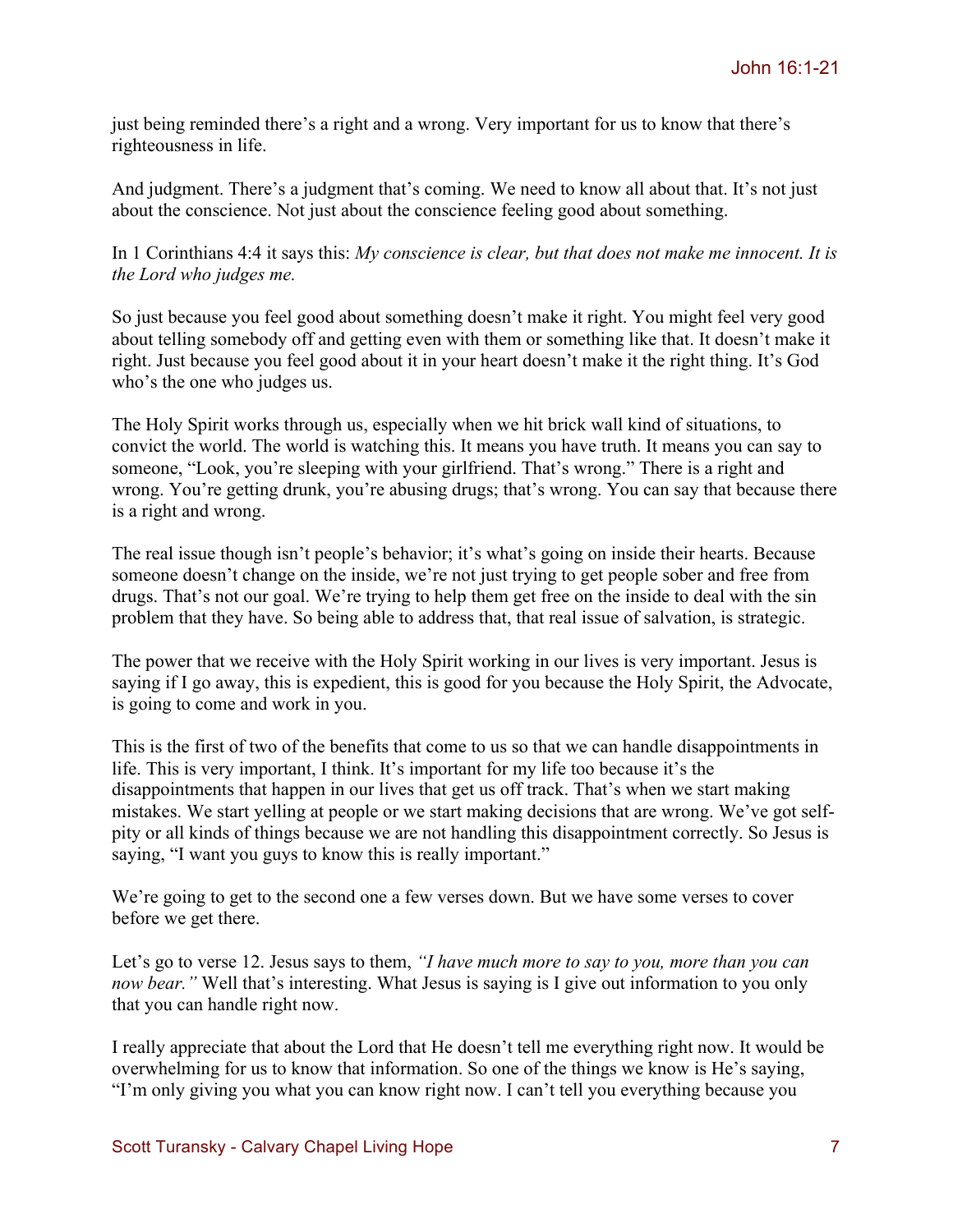just being reminded there's a right and a wrong. Very important for us to know that there's righteousness in life.

And judgment. There's a judgment that's coming. We need to know all about that. It's not just about the conscience. Not just about the conscience feeling good about something.

In 1 Corinthians 4:4 it says this: *My conscience is clear, but that does not make me innocent. It is the Lord who judges me.*

So just because you feel good about something doesn't make it right. You might feel very good about telling somebody off and getting even with them or something like that. It doesn't make it right. Just because you feel good about it in your heart doesn't make it the right thing. It's God who's the one who judges us.

The Holy Spirit works through us, especially when we hit brick wall kind of situations, to convict the world. The world is watching this. It means you have truth. It means you can say to someone, "Look, you're sleeping with your girlfriend. That's wrong." There is a right and wrong. You're getting drunk, you're abusing drugs; that's wrong. You can say that because there is a right and wrong.

The real issue though isn't people's behavior; it's what's going on inside their hearts. Because someone doesn't change on the inside, we're not just trying to get people sober and free from drugs. That's not our goal. We're trying to help them get free on the inside to deal with the sin problem that they have. So being able to address that, that real issue of salvation, is strategic.

The power that we receive with the Holy Spirit working in our lives is very important. Jesus is saying if I go away, this is expedient, this is good for you because the Holy Spirit, the Advocate, is going to come and work in you.

This is the first of two of the benefits that come to us so that we can handle disappointments in life. This is very important, I think. It's important for my life too because it's the disappointments that happen in our lives that get us off track. That's when we start making mistakes. We start yelling at people or we start making decisions that are wrong. We've got self-pity or all kinds of things because we are not handling this disappointment correctly. So Jesus is saying, "I want you guys to know this is really important."

We're going to get to the second one a few verses down. But we have some verses to cover before we get there.

Let's go to verse 12. Jesus says to them, *"I have much more to say to you, more than you can now bear."* Well that's interesting. What Jesus is saying is I give out information to you only that you can handle right now.

I really appreciate that about the Lord that He doesn't tell me everything right now. It would be overwhelming for us to know that information. So one of the things we know is He's saying, "I'm only giving you what you can know right now. I can't tell you everything because you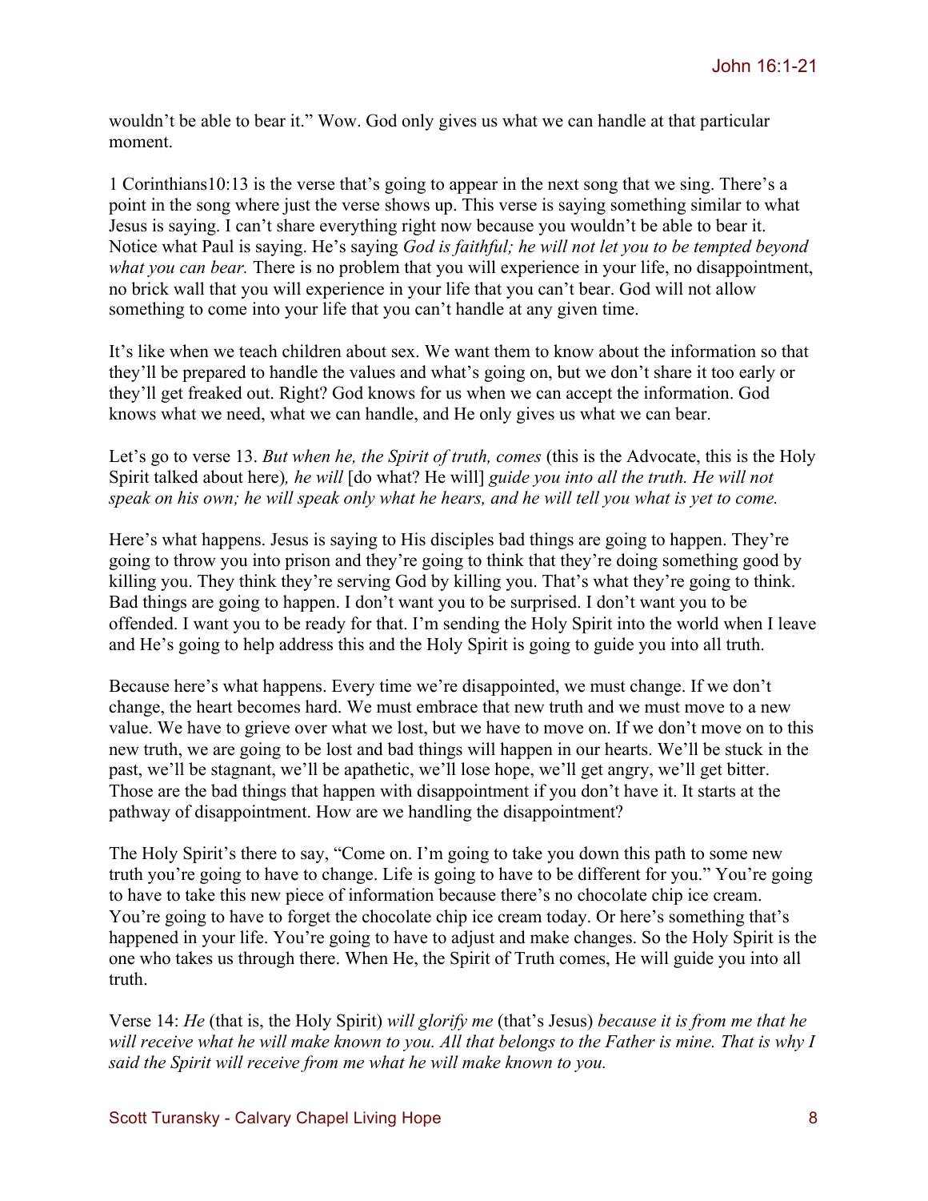wouldn't be able to bear it." Wow. God only gives us what we can handle at that particular moment.

1 Corinthians10:13 is the verse that's going to appear in the next song that we sing. There's a point in the song where just the verse shows up. This verse is saying something similar to what Jesus is saying. I can't share everything right now because you wouldn't be able to bear it. Notice what Paul is saying. He's saying *God is faithful; he will not let you to be tempted beyond what you can bear.* There is no problem that you will experience in your life, no disappointment, no brick wall that you will experience in your life that you can't bear. God will not allow something to come into your life that you can't handle at any given time.

It's like when we teach children about sex. We want them to know about the information so that they'll be prepared to handle the values and what's going on, but we don't share it too early or they'll get freaked out. Right? God knows for us when we can accept the information. God knows what we need, what we can handle, and He only gives us what we can bear.

Let's go to verse 13. *But when he, the Spirit of truth, comes* (this is the Advocate, this is the Holy Spirit talked about here)*, he will* [do what? He will] *guide you into all the truth. He will not speak on his own; he will speak only what he hears, and he will tell you what is yet to come.*

Here's what happens. Jesus is saying to His disciples bad things are going to happen. They're going to throw you into prison and they're going to think that they're doing something good by killing you. They think they're serving God by killing you. That's what they're going to think. Bad things are going to happen. I don't want you to be surprised. I don't want you to be offended. I want you to be ready for that. I'm sending the Holy Spirit into the world when I leave and He's going to help address this and the Holy Spirit is going to guide you into all truth.

Because here's what happens. Every time we're disappointed, we must change. If we don't change, the heart becomes hard. We must embrace that new truth and we must move to a new value. We have to grieve over what we lost, but we have to move on. If we don't move on to this new truth, we are going to be lost and bad things will happen in our hearts. We'll be stuck in the past, we'll be stagnant, we'll be apathetic, we'll lose hope, we'll get angry, we'll get bitter. Those are the bad things that happen with disappointment if you don't have it. It starts at the pathway of disappointment. How are we handling the disappointment?

The Holy Spirit's there to say, "Come on. I'm going to take you down this path to some new truth you're going to have to change. Life is going to have to be different for you." You're going to have to take this new piece of information because there's no chocolate chip ice cream. You're going to have to forget the chocolate chip ice cream today. Or here's something that's happened in your life. You're going to have to adjust and make changes. So the Holy Spirit is the one who takes us through there. When He, the Spirit of Truth comes, He will guide you into all truth.

Verse 14: *He* (that is, the Holy Spirit) *will glorify me* (that's Jesus) *because it is from me that he will receive what he will make known to you. All that belongs to the Father is mine. That is why I said the Spirit will receive from me what he will make known to you.*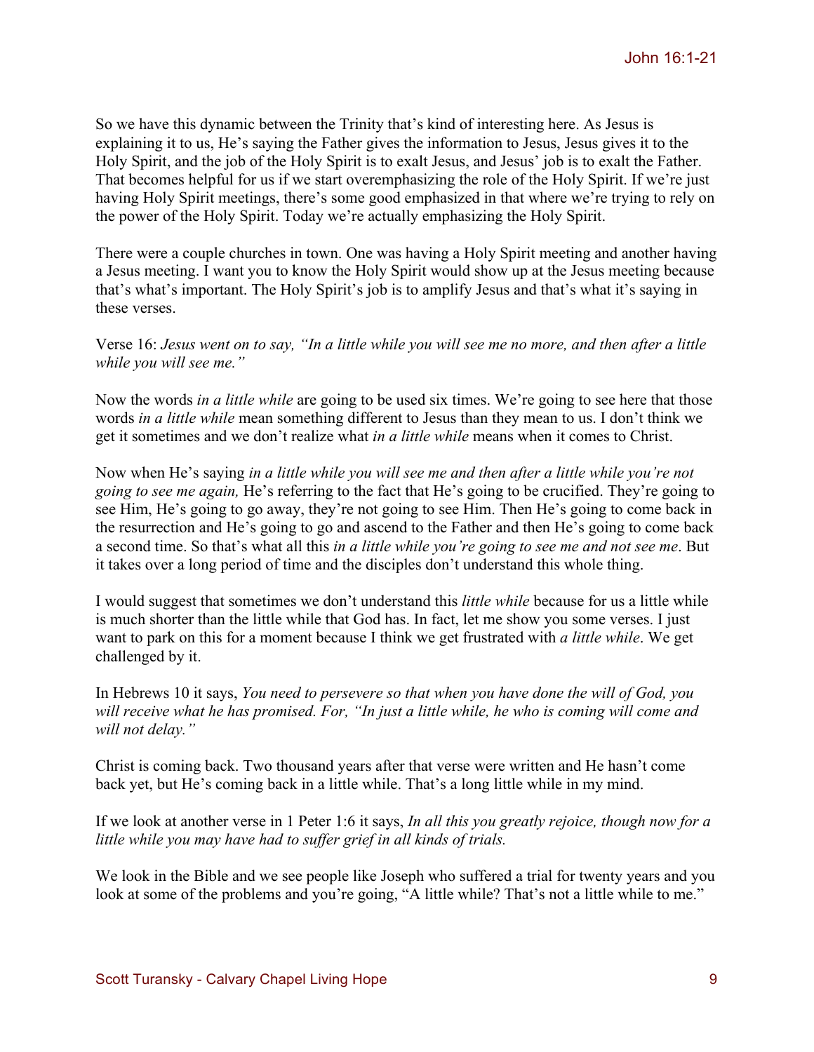So we have this dynamic between the Trinity that's kind of interesting here. As Jesus is explaining it to us, He's saying the Father gives the information to Jesus, Jesus gives it to the Holy Spirit, and the job of the Holy Spirit is to exalt Jesus, and Jesus' job is to exalt the Father. That becomes helpful for us if we start overemphasizing the role of the Holy Spirit. If we're just having Holy Spirit meetings, there's some good emphasized in that where we're trying to rely on the power of the Holy Spirit. Today we're actually emphasizing the Holy Spirit.

There were a couple churches in town. One was having a Holy Spirit meeting and another having a Jesus meeting. I want you to know the Holy Spirit would show up at the Jesus meeting because that's what's important. The Holy Spirit's job is to amplify Jesus and that's what it's saying in these verses.

Verse 16: *Jesus went on to say, "In a little while you will see me no more, and then after a little while you will see me."*

Now the words *in a little while* are going to be used six times. We're going to see here that those words *in a little while* mean something different to Jesus than they mean to us. I don't think we get it sometimes and we don't realize what *in a little while* means when it comes to Christ.

Now when He's saying *in a little while you will see me and then after a little while you're not going to see me again,* He's referring to the fact that He's going to be crucified. They're going to see Him, He's going to go away, they're not going to see Him. Then He's going to come back in the resurrection and He's going to go and ascend to the Father and then He's going to come back a second time. So that's what all this *in a little while you're going to see me and not see me*. But it takes over a long period of time and the disciples don't understand this whole thing.

I would suggest that sometimes we don't understand this *little while* because for us a little while is much shorter than the little while that God has. In fact, let me show you some verses. I just want to park on this for a moment because I think we get frustrated with *a little while*. We get challenged by it.

In Hebrews 10 it says, *You need to persevere so that when you have done the will of God, you will receive what he has promised. For, "In just a little while, he who is coming will come and will not delay."*

Christ is coming back. Two thousand years after that verse were written and He hasn't come back yet, but He's coming back in a little while. That's a long little while in my mind.

If we look at another verse in 1 Peter 1:6 it says, *In all this you greatly rejoice, though now for a little while you may have had to suffer grief in all kinds of trials.*

We look in the Bible and we see people like Joseph who suffered a trial for twenty years and you look at some of the problems and you're going, "A little while? That's not a little while to me."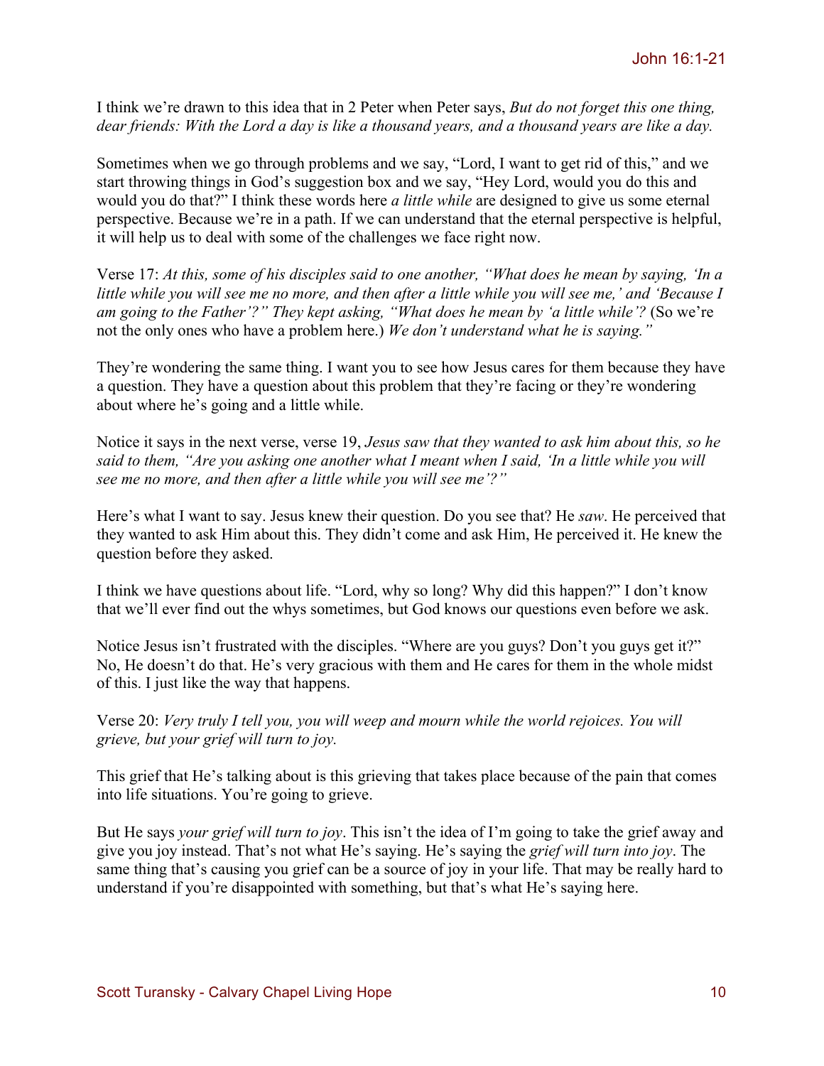I think we're drawn to this idea that in 2 Peter when Peter says, *But do not forget this one thing, dear friends: With the Lord a day is like a thousand years, and a thousand years are like a day.*

Sometimes when we go through problems and we say, "Lord, I want to get rid of this," and we start throwing things in God's suggestion box and we say, "Hey Lord, would you do this and would you do that?" I think these words here *a little while* are designed to give us some eternal perspective. Because we're in a path. If we can understand that the eternal perspective is helpful, it will help us to deal with some of the challenges we face right now.

Verse 17: *At this, some of his disciples said to one another, "What does he mean by saying, 'In a little while you will see me no more, and then after a little while you will see me,' and 'Because I am going to the Father'?" They kept asking, "What does he mean by 'a little while'?* (So we're not the only ones who have a problem here.) *We don't understand what he is saying."*

They're wondering the same thing. I want you to see how Jesus cares for them because they have a question. They have a question about this problem that they're facing or they're wondering about where he's going and a little while.

Notice it says in the next verse, verse 19, *Jesus saw that they wanted to ask him about this, so he said to them, "Are you asking one another what I meant when I said, 'In a little while you will see me no more, and then after a little while you will see me'?"*

Here's what I want to say. Jesus knew their question. Do you see that? He *saw*. He perceived that they wanted to ask Him about this. They didn't come and ask Him, He perceived it. He knew the question before they asked.

I think we have questions about life. "Lord, why so long? Why did this happen?" I don't know that we'll ever find out the whys sometimes, but God knows our questions even before we ask.

Notice Jesus isn't frustrated with the disciples. "Where are you guys? Don't you guys get it?" No, He doesn't do that. He's very gracious with them and He cares for them in the whole midst of this. I just like the way that happens.

Verse 20: *Very truly I tell you, you will weep and mourn while the world rejoices. You will grieve, but your grief will turn to joy.*

This grief that He's talking about is this grieving that takes place because of the pain that comes into life situations. You're going to grieve.

But He says *your grief will turn to joy*. This isn't the idea of I'm going to take the grief away and give you joy instead. That's not what He's saying. He's saying the *grief will turn into joy*. The same thing that's causing you grief can be a source of joy in your life. That may be really hard to understand if you're disappointed with something, but that's what He's saying here.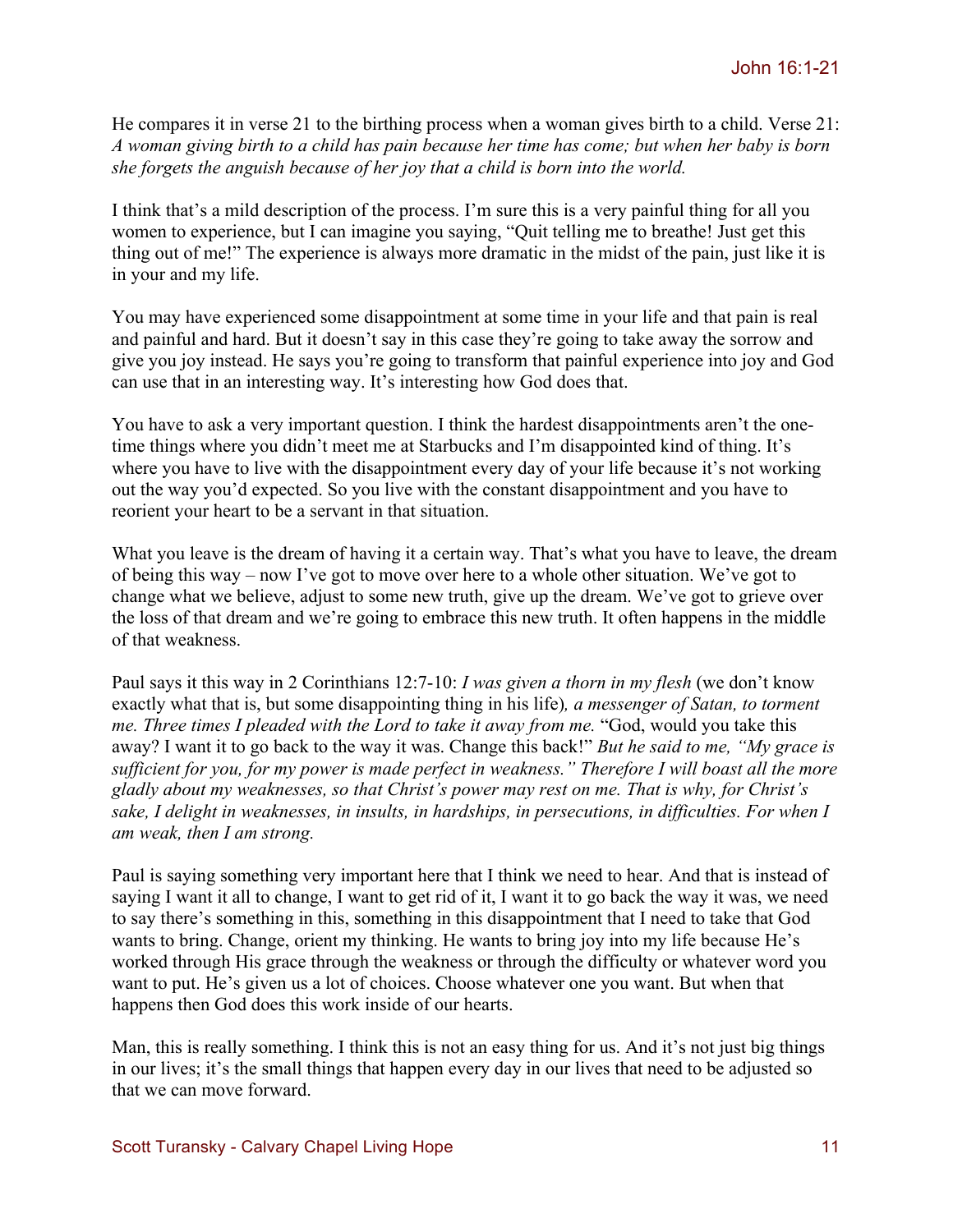He compares it in verse 21 to the birthing process when a woman gives birth to a child. Verse 21: *A woman giving birth to a child has pain because her time has come; but when her baby is born she forgets the anguish because of her joy that a child is born into the world.*

I think that's a mild description of the process. I'm sure this is a very painful thing for all you women to experience, but I can imagine you saying, "Quit telling me to breathe! Just get this thing out of me!" The experience is always more dramatic in the midst of the pain, just like it is in your and my life.

You may have experienced some disappointment at some time in your life and that pain is real and painful and hard. But it doesn't say in this case they're going to take away the sorrow and give you joy instead. He says you're going to transform that painful experience into joy and God can use that in an interesting way. It's interesting how God does that.

You have to ask a very important question. I think the hardest disappointments aren't the one-time things where you didn't meet me at Starbucks and I'm disappointed kind of thing. It's where you have to live with the disappointment every day of your life because it's not working out the way you'd expected. So you live with the constant disappointment and you have to reorient your heart to be a servant in that situation.

What you leave is the dream of having it a certain way. That's what you have to leave, the dream of being this way – now I've got to move over here to a whole other situation. We've got to change what we believe, adjust to some new truth, give up the dream. We've got to grieve over the loss of that dream and we're going to embrace this new truth. It often happens in the middle of that weakness.

Paul says it this way in 2 Corinthians 12:7-10: *I was given a thorn in my flesh* (we don't know exactly what that is, but some disappointing thing in his life)*, a messenger of Satan, to torment me. Three times I pleaded with the Lord to take it away from me.* "God, would you take this away? I want it to go back to the way it was. Change this back!" *But he said to me, "My grace is sufficient for you, for my power is made perfect in weakness." Therefore I will boast all the more gladly about my weaknesses, so that Christ's power may rest on me. That is why, for Christ's sake, I delight in weaknesses, in insults, in hardships, in persecutions, in difficulties. For when I am weak, then I am strong.*

Paul is saying something very important here that I think we need to hear. And that is instead of saying I want it all to change, I want to get rid of it, I want it to go back the way it was, we need to say there's something in this, something in this disappointment that I need to take that God wants to bring. Change, orient my thinking. He wants to bring joy into my life because He's worked through His grace through the weakness or through the difficulty or whatever word you want to put. He's given us a lot of choices. Choose whatever one you want. But when that happens then God does this work inside of our hearts.

Man, this is really something. I think this is not an easy thing for us. And it's not just big things in our lives; it's the small things that happen every day in our lives that need to be adjusted so that we can move forward.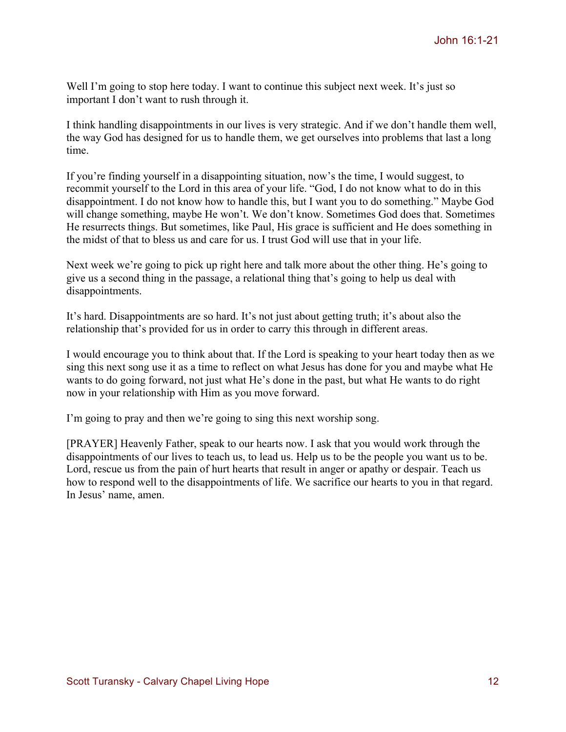Well I'm going to stop here today. I want to continue this subject next week. It's just so important I don't want to rush through it.

I think handling disappointments in our lives is very strategic. And if we don't handle them well, the way God has designed for us to handle them, we get ourselves into problems that last a long time.

If you're finding yourself in a disappointing situation, now's the time, I would suggest, to recommit yourself to the Lord in this area of your life. "God, I do not know what to do in this disappointment. I do not know how to handle this, but I want you to do something." Maybe God will change something, maybe He won't. We don't know. Sometimes God does that. Sometimes He resurrects things. But sometimes, like Paul, His grace is sufficient and He does something in the midst of that to bless us and care for us. I trust God will use that in your life.

Next week we're going to pick up right here and talk more about the other thing. He's going to give us a second thing in the passage, a relational thing that's going to help us deal with disappointments.

It's hard. Disappointments are so hard. It's not just about getting truth; it's about also the relationship that's provided for us in order to carry this through in different areas.

I would encourage you to think about that. If the Lord is speaking to your heart today then as we sing this next song use it as a time to reflect on what Jesus has done for you and maybe what He wants to do going forward, not just what He's done in the past, but what He wants to do right now in your relationship with Him as you move forward.

I'm going to pray and then we're going to sing this next worship song.

[PRAYER] Heavenly Father, speak to our hearts now. I ask that you would work through the disappointments of our lives to teach us, to lead us. Help us to be the people you want us to be. Lord, rescue us from the pain of hurt hearts that result in anger or apathy or despair. Teach us how to respond well to the disappointments of life. We sacrifice our hearts to you in that regard. In Jesus' name, amen.